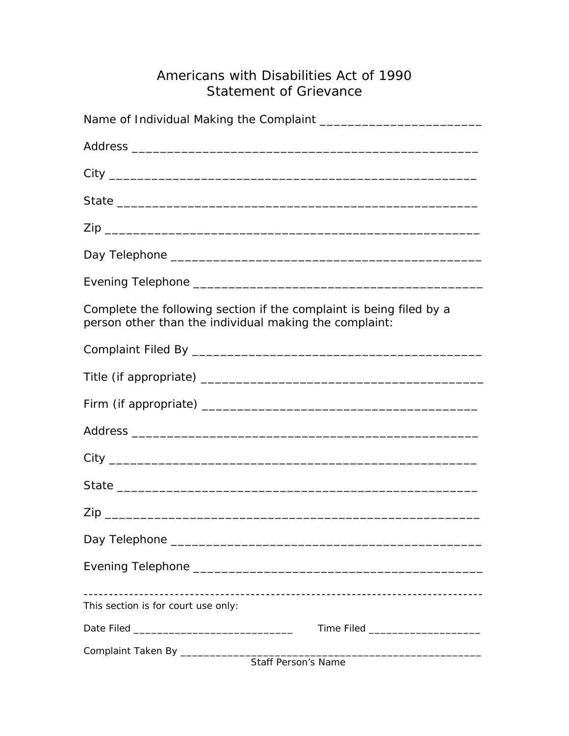# Americans with Disabilities Act of 1990
## Statement of Grievance

Name of Individual Making the Complaint ________________________

Address ___________________________________________________

City _____________________________________________________

State ____________________________________________________

Zip ______________________________________________________

Day Telephone ______________________________________________

Evening Telephone ___________________________________________

Complete the following section if the complaint is being filed by a person other than the individual making the complaint:

Complaint Filed By ___________________________________________

Title (if appropriate) _________________________________________

Firm (if appropriate) _________________________________________

Address ___________________________________________________

City _____________________________________________________

State ____________________________________________________

Zip ______________________________________________________

Day Telephone ______________________________________________

Evening Telephone ___________________________________________

---

This section is for court use only:

Date Filed ____________________________ Time Filed ____________________

Complaint Taken By ______________________________________________________
Staff Person's Name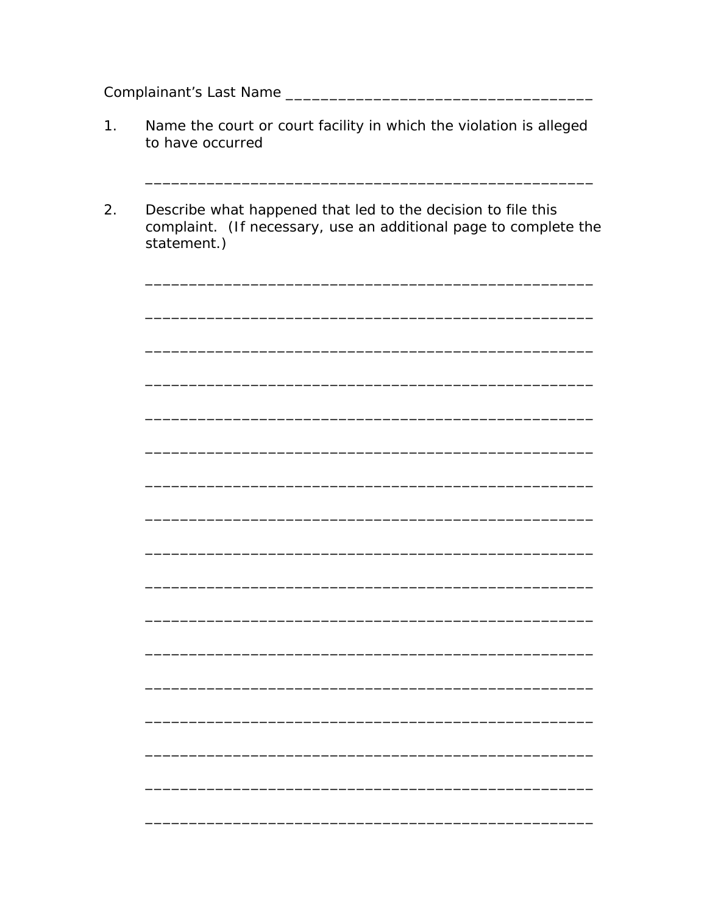Complainant's Last Name ____________________________________

1. Name the court or court facility in which the violation is alleged to have occurred

   ____________________________________________________

2. Describe what happened that led to the decision to file this complaint. (If necessary, use an additional page to complete the statement.)

   ____________________________________________________

   ____________________________________________________

   ____________________________________________________

   ____________________________________________________

   ____________________________________________________

   ____________________________________________________

   ____________________________________________________

   ____________________________________________________

   ____________________________________________________

   ____________________________________________________

   ____________________________________________________

   ____________________________________________________

   ____________________________________________________

   ____________________________________________________

   ____________________________________________________

   ____________________________________________________

   ____________________________________________________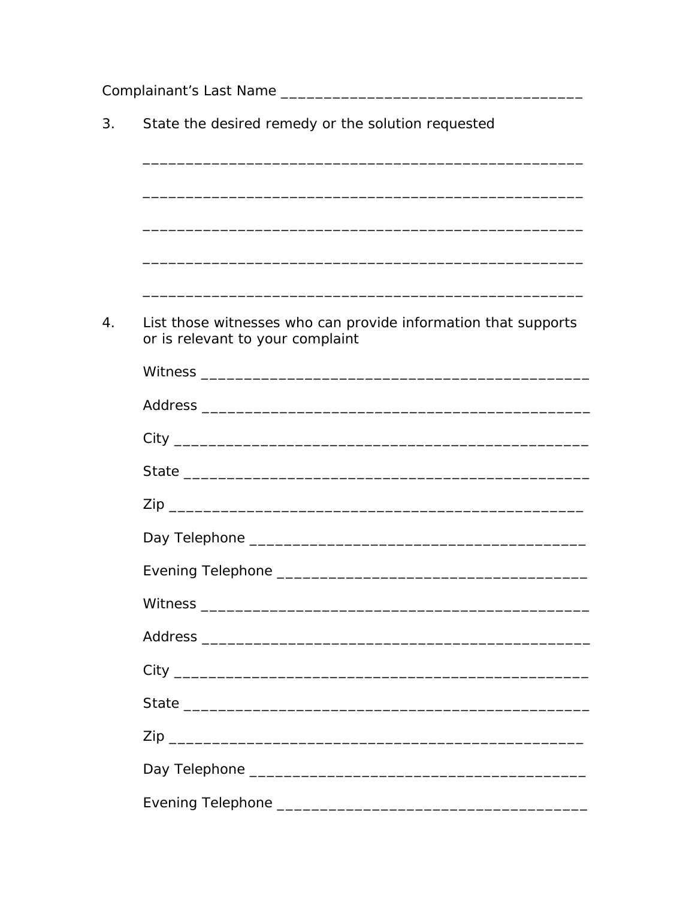Complainant's Last Name ____________________________________

3. State the desired remedy or the solution requested

_____________________________________________________

_____________________________________________________

_____________________________________________________

_____________________________________________________

_____________________________________________________

4. List those witnesses who can provide information that supports or is relevant to your complaint

Witness ______________________________________________

Address ______________________________________________

City ________________________________________________

State _______________________________________________

Zip ________________________________________________

Day Telephone ________________________________________

Evening Telephone _____________________________________

Witness ______________________________________________

Address ______________________________________________

City ________________________________________________

State _______________________________________________

Zip ________________________________________________

Day Telephone ________________________________________

Evening Telephone _____________________________________